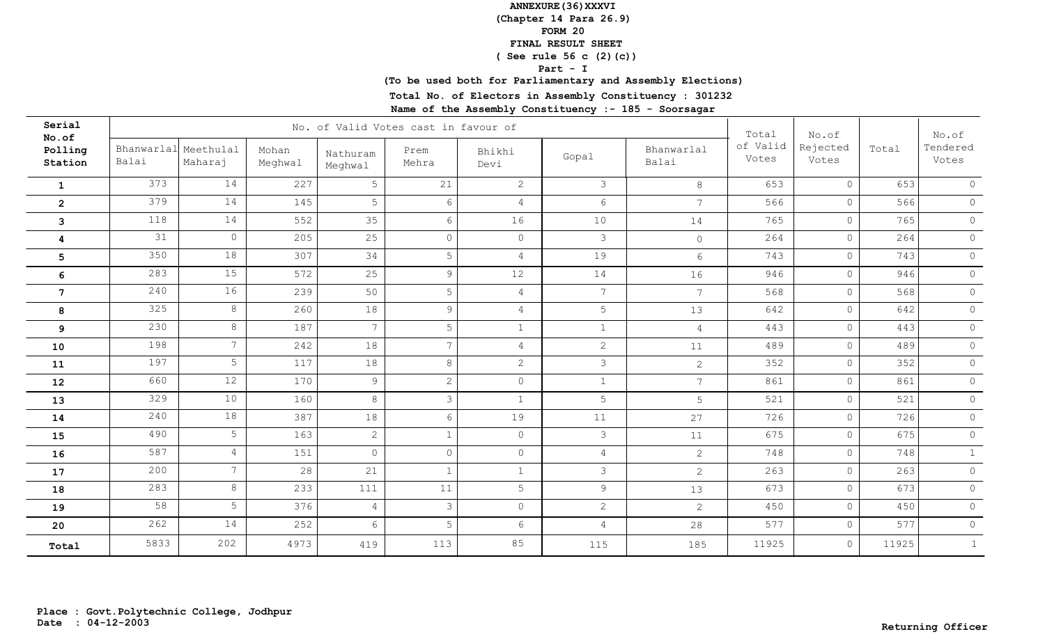**ANNEXURE(36)XXXVI**

**(Chapter 14 Para 26.9)**

**FORM 20**

**FINAL RESULT SHEET**

**( See rule 56 c (2)(c))**

**Part - I**

**(To be used both for Parliamentary and Assembly Elections)**

**Total No. of Electors in Assembly Constituency : 301232**

**Name of the Assembly Constituency :- 185 - Soorsagar**

| Serial No.of Polling Station | No. of Valid Votes cast in favour of | | | | | | | | Total of Valid Votes | No.of Rejected Votes | Total | No.of Tendered Votes |
|---|---|---|---|---|---|---|---|---|---|---|---|---|
| | Bhanwarlal Balai | Meethulal Maharaj | Mohan Meghwal | Nathuram Meghwal | Prem Mehra | Bhikhi Devi | Gopal | Bhanwarlal Balai | | | | |
| 1 | 373 | 14 | 227 | 5 | 21 | 2 | 3 | 8 | 653 | 0 | 653 | 0 |
| 2 | 379 | 14 | 145 | 5 | 6 | 4 | 6 | 7 | 566 | 0 | 566 | 0 |
| 3 | 118 | 14 | 552 | 35 | 6 | 16 | 10 | 14 | 765 | 0 | 765 | 0 |
| 4 | 31 | 0 | 205 | 25 | 0 | 0 | 3 | 0 | 264 | 0 | 264 | 0 |
| 5 | 350 | 18 | 307 | 34 | 5 | 4 | 19 | 6 | 743 | 0 | 743 | 0 |
| 6 | 283 | 15 | 572 | 25 | 9 | 12 | 14 | 16 | 946 | 0 | 946 | 0 |
| 7 | 240 | 16 | 239 | 50 | 5 | 4 | 7 | 7 | 568 | 0 | 568 | 0 |
| 8 | 325 | 8 | 260 | 18 | 9 | 4 | 5 | 13 | 642 | 0 | 642 | 0 |
| 9 | 230 | 8 | 187 | 7 | 5 | 1 | 1 | 4 | 443 | 0 | 443 | 0 |
| 10 | 198 | 7 | 242 | 18 | 7 | 4 | 2 | 11 | 489 | 0 | 489 | 0 |
| 11 | 197 | 5 | 117 | 18 | 8 | 2 | 3 | 2 | 352 | 0 | 352 | 0 |
| 12 | 660 | 12 | 170 | 9 | 2 | 0 | 1 | 7 | 861 | 0 | 861 | 0 |
| 13 | 329 | 10 | 160 | 8 | 3 | 1 | 5 | 5 | 521 | 0 | 521 | 0 |
| 14 | 240 | 18 | 387 | 18 | 6 | 19 | 11 | 27 | 726 | 0 | 726 | 0 |
| 15 | 490 | 5 | 163 | 2 | 1 | 0 | 3 | 11 | 675 | 0 | 675 | 0 |
| 16 | 587 | 4 | 151 | 0 | 0 | 0 | 4 | 2 | 748 | 0 | 748 | 1 |
| 17 | 200 | 7 | 28 | 21 | 1 | 1 | 3 | 2 | 263 | 0 | 263 | 0 |
| 18 | 283 | 8 | 233 | 111 | 11 | 5 | 9 | 13 | 673 | 0 | 673 | 0 |
| 19 | 58 | 5 | 376 | 4 | 3 | 0 | 2 | 2 | 450 | 0 | 450 | 0 |
| 20 | 262 | 14 | 252 | 6 | 5 | 6 | 4 | 28 | 577 | 0 | 577 | 0 |
| Total | 5833 | 202 | 4973 | 419 | 113 | 85 | 115 | 185 | 11925 | 0 | 11925 | 1 |

**Place : Govt.Polytechnic College, Jodhpur**
**Date : 04-12-2003**

**Returning Officer**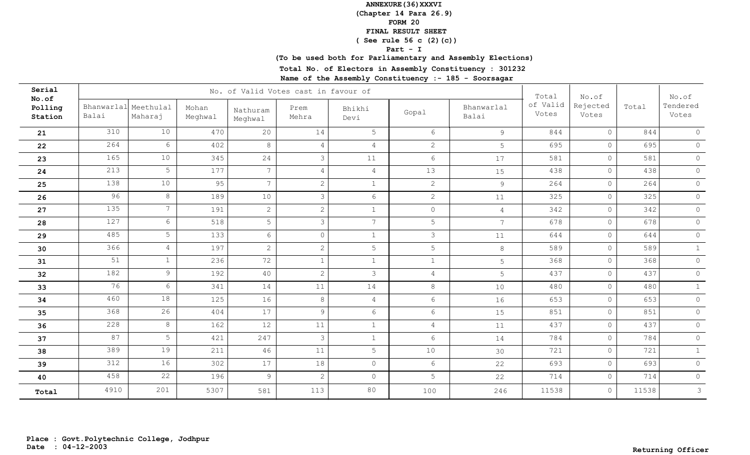**ANNEXURE(36)XXXVI**
**(Chapter 14 Para 26.9)**
**FORM 20**
**FINAL RESULT SHEET**
**( See rule 56 c (2)(c))**
**Part - I**
**(To be used both for Parliamentary and Assembly Elections)**

**Total No. of Electors in Assembly Constituency : 301232**
**Name of the Assembly Constituency :- 185 - Soorsagar**

| Serial No.of Polling Station | No. of Valid Votes cast in favour of | | | | | | | | Total of Valid Votes | No.of Rejected Votes | Total | No.of Tendered Votes |
|---|---|---|---|---|---|---|---|---|---|---|---|---|
| | Bhanwarlal Balai | Meethulal Maharaj | Mohan Meghwal | Nathuram Meghwal | Prem Mehra | Bhikhi Devi | Gopal | Bhanwarlal Balai | | | | |
| 21 | 310 | 10 | 470 | 20 | 14 | 5 | 6 | 9 | 844 | 0 | 844 | 0 |
| 22 | 264 | 6 | 402 | 8 | 4 | 4 | 2 | 5 | 695 | 0 | 695 | 0 |
| 23 | 165 | 10 | 345 | 24 | 3 | 11 | 6 | 17 | 581 | 0 | 581 | 0 |
| 24 | 213 | 5 | 177 | 7 | 4 | 4 | 13 | 15 | 438 | 0 | 438 | 0 |
| 25 | 138 | 10 | 95 | 7 | 2 | 1 | 2 | 9 | 264 | 0 | 264 | 0 |
| 26 | 96 | 8 | 189 | 10 | 3 | 6 | 2 | 11 | 325 | 0 | 325 | 0 |
| 27 | 135 | 7 | 191 | 2 | 2 | 1 | 0 | 4 | 342 | 0 | 342 | 0 |
| 28 | 127 | 6 | 518 | 5 | 3 | 7 | 5 | 7 | 678 | 0 | 678 | 0 |
| 29 | 485 | 5 | 133 | 6 | 0 | 1 | 3 | 11 | 644 | 0 | 644 | 0 |
| 30 | 366 | 4 | 197 | 2 | 2 | 5 | 5 | 8 | 589 | 0 | 589 | 1 |
| 31 | 51 | 1 | 236 | 72 | 1 | 1 | 1 | 5 | 368 | 0 | 368 | 0 |
| 32 | 182 | 9 | 192 | 40 | 2 | 3 | 4 | 5 | 437 | 0 | 437 | 0 |
| 33 | 76 | 6 | 341 | 14 | 11 | 14 | 8 | 10 | 480 | 0 | 480 | 1 |
| 34 | 460 | 18 | 125 | 16 | 8 | 4 | 6 | 16 | 653 | 0 | 653 | 0 |
| 35 | 368 | 26 | 404 | 17 | 9 | 6 | 6 | 15 | 851 | 0 | 851 | 0 |
| 36 | 228 | 8 | 162 | 12 | 11 | 1 | 4 | 11 | 437 | 0 | 437 | 0 |
| 37 | 87 | 5 | 421 | 247 | 3 | 1 | 6 | 14 | 784 | 0 | 784 | 0 |
| 38 | 389 | 19 | 211 | 46 | 11 | 5 | 10 | 30 | 721 | 0 | 721 | 1 |
| 39 | 312 | 16 | 302 | 17 | 18 | 0 | 6 | 22 | 693 | 0 | 693 | 0 |
| 40 | 458 | 22 | 196 | 9 | 2 | 0 | 5 | 22 | 714 | 0 | 714 | 0 |
| Total | 4910 | 201 | 5307 | 581 | 113 | 80 | 100 | 246 | 11538 | 0 | 11538 | 3 |

**Place : Govt.Polytechnic College, Jodhpur**
**Date : 04-12-2003**

**Returning Officer**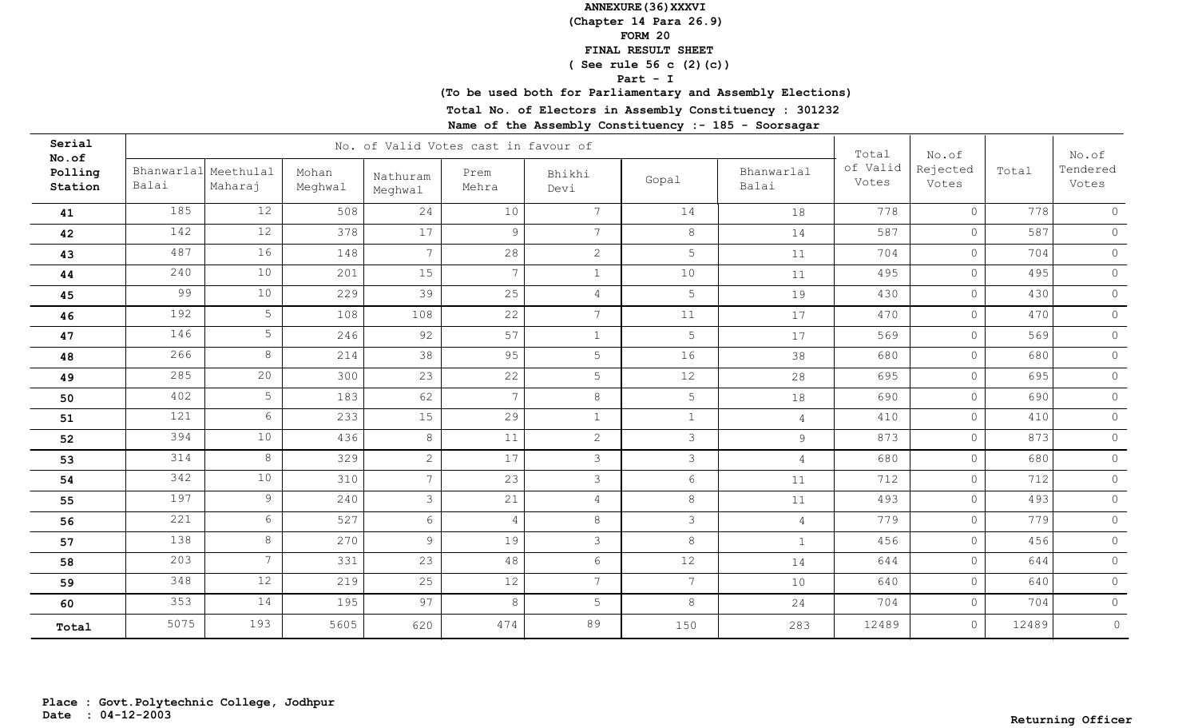**ANNEXURE(36)XXXVI**
**(Chapter 14 Para 26.9)**
**FORM 20**
**FINAL RESULT SHEET**
**( See rule 56 c (2)(c))**
**Part - I**
**(To be used both for Parliamentary and Assembly Elections)**

**Total No. of Electors in Assembly Constituency : 301232**

**Name of the Assembly Constituency :- 185 - Soorsagar**

| Serial No.of Polling Station | No. of Valid Votes cast in favour of | | | | | | | | Total of Valid Votes | No.of Rejected Votes | Total | No.of Tendered Votes |
|---|---|---|---|---|---|---|---|---|---|---|---|---|
| | Bhanwarlal Balai | Meethulal Maharaj | Mohan Meghwal | Nathuram Meghwal | Prem Mehra | Bhikhi Devi | Gopal | Bhanwarlal Balai | | | | |
| 41 | 185 | 12 | 508 | 24 | 10 | 7 | 14 | 18 | 778 | 0 | 778 | 0 |
| 42 | 142 | 12 | 378 | 17 | 9 | 7 | 8 | 14 | 587 | 0 | 587 | 0 |
| 43 | 487 | 16 | 148 | 7 | 28 | 2 | 5 | 11 | 704 | 0 | 704 | 0 |
| 44 | 240 | 10 | 201 | 15 | 7 | 1 | 10 | 11 | 495 | 0 | 495 | 0 |
| 45 | 99 | 10 | 229 | 39 | 25 | 4 | 5 | 19 | 430 | 0 | 430 | 0 |
| 46 | 192 | 5 | 108 | 108 | 22 | 7 | 11 | 17 | 470 | 0 | 470 | 0 |
| 47 | 146 | 5 | 246 | 92 | 57 | 1 | 5 | 17 | 569 | 0 | 569 | 0 |
| 48 | 266 | 8 | 214 | 38 | 95 | 5 | 16 | 38 | 680 | 0 | 680 | 0 |
| 49 | 285 | 20 | 300 | 23 | 22 | 5 | 12 | 28 | 695 | 0 | 695 | 0 |
| 50 | 402 | 5 | 183 | 62 | 7 | 8 | 5 | 18 | 690 | 0 | 690 | 0 |
| 51 | 121 | 6 | 233 | 15 | 29 | 1 | 1 | 4 | 410 | 0 | 410 | 0 |
| 52 | 394 | 10 | 436 | 8 | 11 | 2 | 3 | 9 | 873 | 0 | 873 | 0 |
| 53 | 314 | 8 | 329 | 2 | 17 | 3 | 3 | 4 | 680 | 0 | 680 | 0 |
| 54 | 342 | 10 | 310 | 7 | 23 | 3 | 6 | 11 | 712 | 0 | 712 | 0 |
| 55 | 197 | 9 | 240 | 3 | 21 | 4 | 8 | 11 | 493 | 0 | 493 | 0 |
| 56 | 221 | 6 | 527 | 6 | 4 | 8 | 3 | 4 | 779 | 0 | 779 | 0 |
| 57 | 138 | 8 | 270 | 9 | 19 | 3 | 8 | 1 | 456 | 0 | 456 | 0 |
| 58 | 203 | 7 | 331 | 23 | 48 | 6 | 12 | 14 | 644 | 0 | 644 | 0 |
| 59 | 348 | 12 | 219 | 25 | 12 | 7 | 7 | 10 | 640 | 0 | 640 | 0 |
| 60 | 353 | 14 | 195 | 97 | 8 | 5 | 8 | 24 | 704 | 0 | 704 | 0 |
| Total | 5075 | 193 | 5605 | 620 | 474 | 89 | 150 | 283 | 12489 | 0 | 12489 | 0 |

**Place : Govt.Polytechnic College, Jodhpur**
**Date : 04-12-2003**

**Returning Officer**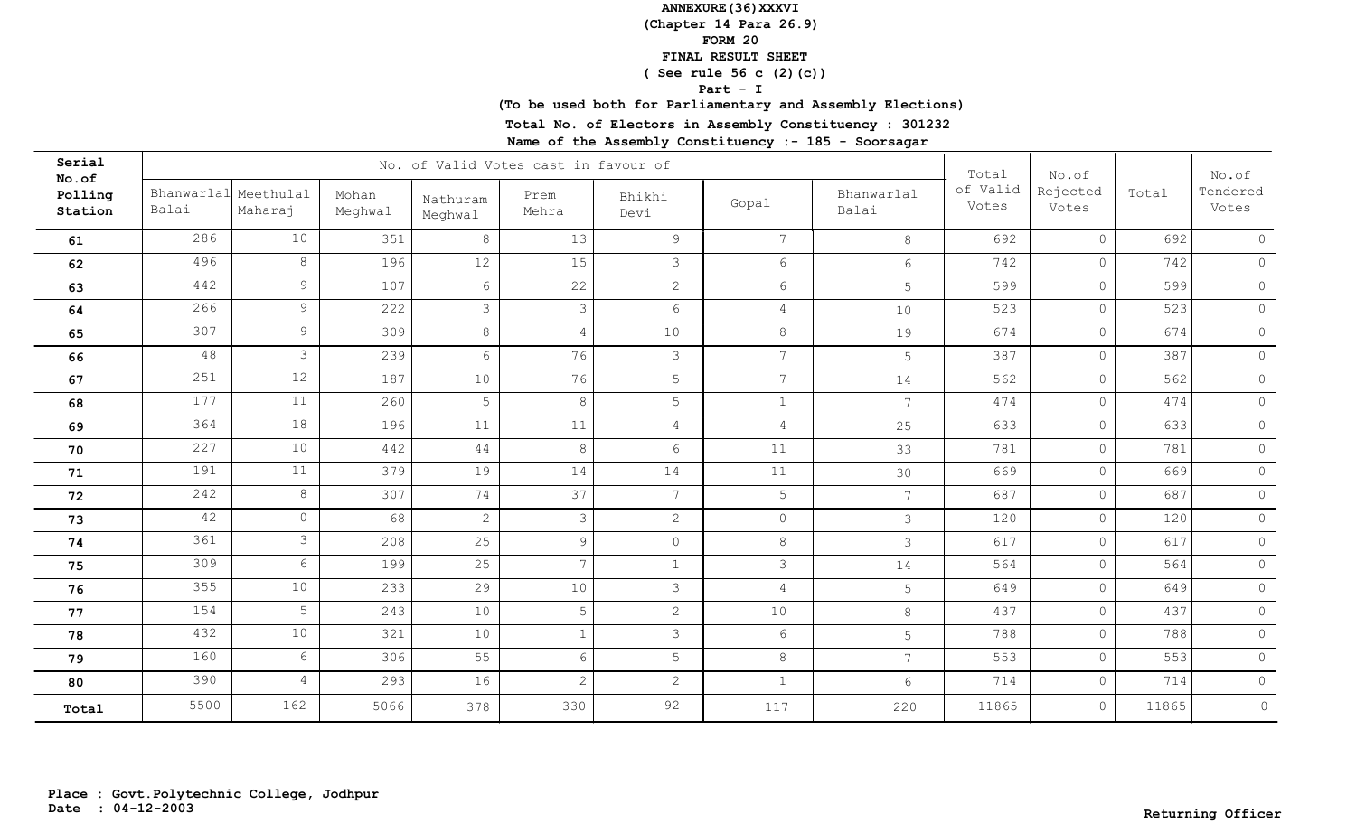**ANNEXURE(36)XXXVI**
**(Chapter 14 Para 26.9)**
**FORM 20**
**FINAL RESULT SHEET**
**( See rule 56 c (2)(c))**
**Part - I**
**(To be used both for Parliamentary and Assembly Elections)**
**Total No. of Electors in Assembly Constituency : 301232**
**Name of the Assembly Constituency :- 185 - Soorsagar**

| Serial No.of Polling Station | No. of Valid Votes cast in favour of | | | | | | | | Total of Valid Votes | No.of Rejected Votes | Total | No.of Tendered Votes |
|---|---|---|---|---|---|---|---|---|---|---|---|---|
| | Bhanwarlal Balai | Meethulal Maharaj | Mohan Meghwal | Nathuram Meghwal | Prem Mehra | Bhikhi Devi | Gopal | Bhanwarlal Balai | | | | |
| 61 | 286 | 10 | 351 | 8 | 13 | 9 | 7 | 8 | 692 | 0 | 692 | 0 |
| 62 | 496 | 8 | 196 | 12 | 15 | 3 | 6 | 6 | 742 | 0 | 742 | 0 |
| 63 | 442 | 9 | 107 | 6 | 22 | 2 | 6 | 5 | 599 | 0 | 599 | 0 |
| 64 | 266 | 9 | 222 | 3 | 3 | 6 | 4 | 10 | 523 | 0 | 523 | 0 |
| 65 | 307 | 9 | 309 | 8 | 4 | 10 | 8 | 19 | 674 | 0 | 674 | 0 |
| 66 | 48 | 3 | 239 | 6 | 76 | 3 | 7 | 5 | 387 | 0 | 387 | 0 |
| 67 | 251 | 12 | 187 | 10 | 76 | 5 | 7 | 14 | 562 | 0 | 562 | 0 |
| 68 | 177 | 11 | 260 | 5 | 8 | 5 | 1 | 7 | 474 | 0 | 474 | 0 |
| 69 | 364 | 18 | 196 | 11 | 11 | 4 | 4 | 25 | 633 | 0 | 633 | 0 |
| 70 | 227 | 10 | 442 | 44 | 8 | 6 | 11 | 33 | 781 | 0 | 781 | 0 |
| 71 | 191 | 11 | 379 | 19 | 14 | 14 | 11 | 30 | 669 | 0 | 669 | 0 |
| 72 | 242 | 8 | 307 | 74 | 37 | 7 | 5 | 7 | 687 | 0 | 687 | 0 |
| 73 | 42 | 0 | 68 | 2 | 3 | 2 | 0 | 3 | 120 | 0 | 120 | 0 |
| 74 | 361 | 3 | 208 | 25 | 9 | 0 | 8 | 3 | 617 | 0 | 617 | 0 |
| 75 | 309 | 6 | 199 | 25 | 7 | 1 | 3 | 14 | 564 | 0 | 564 | 0 |
| 76 | 355 | 10 | 233 | 29 | 10 | 3 | 4 | 5 | 649 | 0 | 649 | 0 |
| 77 | 154 | 5 | 243 | 10 | 5 | 2 | 10 | 8 | 437 | 0 | 437 | 0 |
| 78 | 432 | 10 | 321 | 10 | 1 | 3 | 6 | 5 | 788 | 0 | 788 | 0 |
| 79 | 160 | 6 | 306 | 55 | 6 | 5 | 8 | 7 | 553 | 0 | 553 | 0 |
| 80 | 390 | 4 | 293 | 16 | 2 | 2 | 1 | 6 | 714 | 0 | 714 | 0 |
| **Total** | 5500 | 162 | 5066 | 378 | 330 | 92 | 117 | 220 | 11865 | 0 | 11865 | 0 |

**Place : Govt.Polytechnic College, Jodhpur**
**Date : 04-12-2003**

**Returning Officer**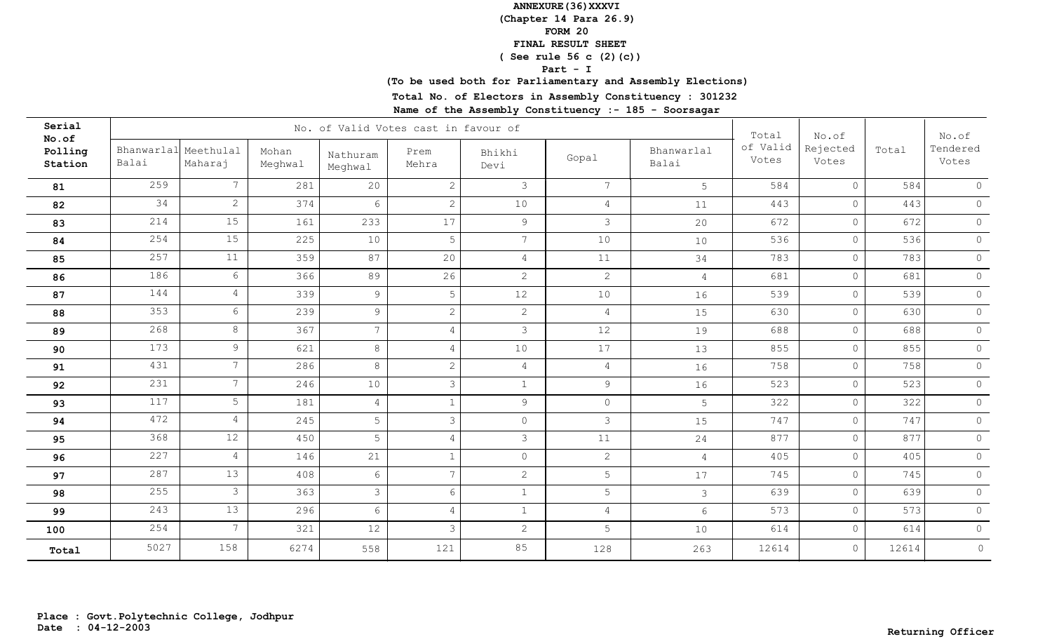**ANNEXURE(36)XXXVI**
**(Chapter 14 Para 26.9)**
**FORM 20**
**FINAL RESULT SHEET**
**( See rule 56 c (2)(c))**
**Part - I**
**(To be used both for Parliamentary and Assembly Elections)**
**Total No. of Electors in Assembly Constituency : 301232**
**Name of the Assembly Constituency :- 185 - Soorsagar**

| Serial No.of Polling Station | No. of Valid Votes cast in favour of | | | | | | | | Total of Valid Votes | No.of Rejected Votes | Total | No.of Tendered Votes |
|---|---|---|---|---|---|---|---|---|---|---|---|---|
| | Bhanwarlal Balai | Meethulal Maharaj | Mohan Meghwal | Nathuram Meghwal | Prem Mehra | Bhikhi Devi | Gopal | Bhanwarlal Balai | | | | |
| 81 | 259 | 7 | 281 | 20 | 2 | 3 | 7 | 5 | 584 | 0 | 584 | 0 |
| 82 | 34 | 2 | 374 | 6 | 2 | 10 | 4 | 11 | 443 | 0 | 443 | 0 |
| 83 | 214 | 15 | 161 | 233 | 17 | 9 | 3 | 20 | 672 | 0 | 672 | 0 |
| 84 | 254 | 15 | 225 | 10 | 5 | 7 | 10 | 10 | 536 | 0 | 536 | 0 |
| 85 | 257 | 11 | 359 | 87 | 20 | 4 | 11 | 34 | 783 | 0 | 783 | 0 |
| 86 | 186 | 6 | 366 | 89 | 26 | 2 | 2 | 4 | 681 | 0 | 681 | 0 |
| 87 | 144 | 4 | 339 | 9 | 5 | 12 | 10 | 16 | 539 | 0 | 539 | 0 |
| 88 | 353 | 6 | 239 | 9 | 2 | 2 | 4 | 15 | 630 | 0 | 630 | 0 |
| 89 | 268 | 8 | 367 | 7 | 4 | 3 | 12 | 19 | 688 | 0 | 688 | 0 |
| 90 | 173 | 9 | 621 | 8 | 4 | 10 | 17 | 13 | 855 | 0 | 855 | 0 |
| 91 | 431 | 7 | 286 | 8 | 2 | 4 | 4 | 16 | 758 | 0 | 758 | 0 |
| 92 | 231 | 7 | 246 | 10 | 3 | 1 | 9 | 16 | 523 | 0 | 523 | 0 |
| 93 | 117 | 5 | 181 | 4 | 1 | 9 | 0 | 5 | 322 | 0 | 322 | 0 |
| 94 | 472 | 4 | 245 | 5 | 3 | 0 | 3 | 15 | 747 | 0 | 747 | 0 |
| 95 | 368 | 12 | 450 | 5 | 4 | 3 | 11 | 24 | 877 | 0 | 877 | 0 |
| 96 | 227 | 4 | 146 | 21 | 1 | 0 | 2 | 4 | 405 | 0 | 405 | 0 |
| 97 | 287 | 13 | 408 | 6 | 7 | 2 | 5 | 17 | 745 | 0 | 745 | 0 |
| 98 | 255 | 3 | 363 | 3 | 6 | 1 | 5 | 3 | 639 | 0 | 639 | 0 |
| 99 | 243 | 13 | 296 | 6 | 4 | 1 | 4 | 6 | 573 | 0 | 573 | 0 |
| 100 | 254 | 7 | 321 | 12 | 3 | 2 | 5 | 10 | 614 | 0 | 614 | 0 |
| **Total** | 5027 | 158 | 6274 | 558 | 121 | 85 | 128 | 263 | 12614 | 0 | 12614 | 0 |

**Place : Govt.Polytechnic College, Jodhpur**
**Date : 04-12-2003**

**Returning Officer**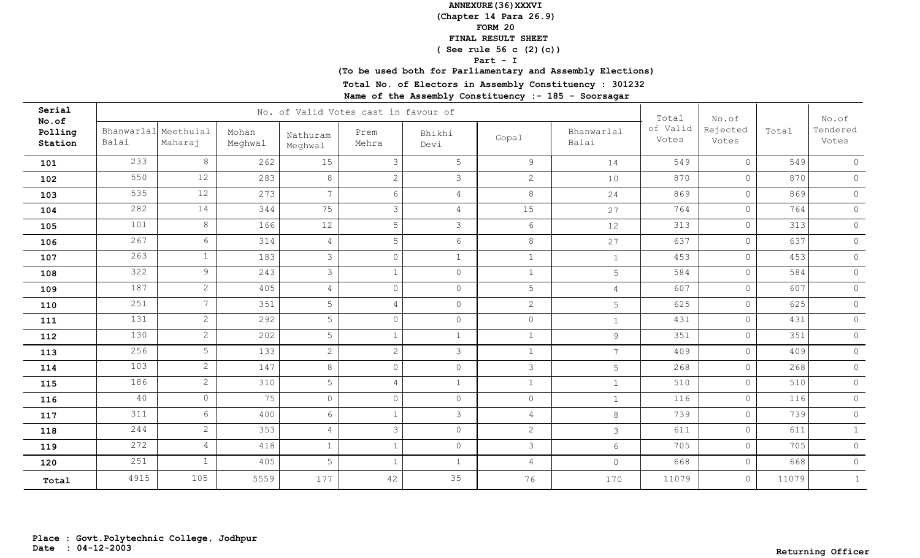**ANNEXURE(36)XXXVI**
**(Chapter 14 Para 26.9)**
**FORM 20**
**FINAL RESULT SHEET**
**( See rule 56 c (2)(c))**
**Part - I**
**(To be used both for Parliamentary and Assembly Elections)**

**Total No. of Electors in Assembly Constituency : 301232**
**Name of the Assembly Constituency :- 185 - Soorsagar**

| Serial No.of Polling Station | No. of Valid Votes cast in favour of | | | | | | | | Total of Valid Votes | No.of Rejected Votes | Total | No.of Tendered Votes |
|---|---|---|---|---|---|---|---|---|---|---|---|---|
| | Bhanwarlal Balai | Meethulal Maharaj | Mohan Meghwal | Nathuram Meghwal | Prem Mehra | Bhikhi Devi | Gopal | Bhanwarlal Balai | | | | |
| **101** | 233 | 8 | 262 | 15 | 3 | 5 | 9 | 14 | 549 | 0 | 549 | 0 |
| **102** | 550 | 12 | 283 | 8 | 2 | 3 | 2 | 10 | 870 | 0 | 870 | 0 |
| **103** | 535 | 12 | 273 | 7 | 6 | 4 | 8 | 24 | 869 | 0 | 869 | 0 |
| **104** | 282 | 14 | 344 | 75 | 3 | 4 | 15 | 27 | 764 | 0 | 764 | 0 |
| **105** | 101 | 8 | 166 | 12 | 5 | 3 | 6 | 12 | 313 | 0 | 313 | 0 |
| **106** | 267 | 6 | 314 | 4 | 5 | 6 | 8 | 27 | 637 | 0 | 637 | 0 |
| **107** | 263 | 1 | 183 | 3 | 0 | 1 | 1 | 1 | 453 | 0 | 453 | 0 |
| **108** | 322 | 9 | 243 | 3 | 1 | 0 | 1 | 5 | 584 | 0 | 584 | 0 |
| **109** | 187 | 2 | 405 | 4 | 0 | 0 | 5 | 4 | 607 | 0 | 607 | 0 |
| **110** | 251 | 7 | 351 | 5 | 4 | 0 | 2 | 5 | 625 | 0 | 625 | 0 |
| **111** | 131 | 2 | 292 | 5 | 0 | 0 | 0 | 1 | 431 | 0 | 431 | 0 |
| **112** | 130 | 2 | 202 | 5 | 1 | 1 | 1 | 9 | 351 | 0 | 351 | 0 |
| **113** | 256 | 5 | 133 | 2 | 2 | 3 | 1 | 7 | 409 | 0 | 409 | 0 |
| **114** | 103 | 2 | 147 | 8 | 0 | 0 | 3 | 5 | 268 | 0 | 268 | 0 |
| **115** | 186 | 2 | 310 | 5 | 4 | 1 | 1 | 1 | 510 | 0 | 510 | 0 |
| **116** | 40 | 0 | 75 | 0 | 0 | 0 | 0 | 1 | 116 | 0 | 116 | 0 |
| **117** | 311 | 6 | 400 | 6 | 1 | 3 | 4 | 8 | 739 | 0 | 739 | 0 |
| **118** | 244 | 2 | 353 | 4 | 3 | 0 | 2 | 3 | 611 | 0 | 611 | 1 |
| **119** | 272 | 4 | 418 | 1 | 1 | 0 | 3 | 6 | 705 | 0 | 705 | 0 |
| **120** | 251 | 1 | 405 | 5 | 1 | 1 | 4 | 0 | 668 | 0 | 668 | 0 |
| **Total** | 4915 | 105 | 5559 | 177 | 42 | 35 | 76 | 170 | 11079 | 0 | 11079 | 1 |

**Place : Govt.Polytechnic College, Jodhpur**
**Date : 04-12-2003**

**Returning Officer**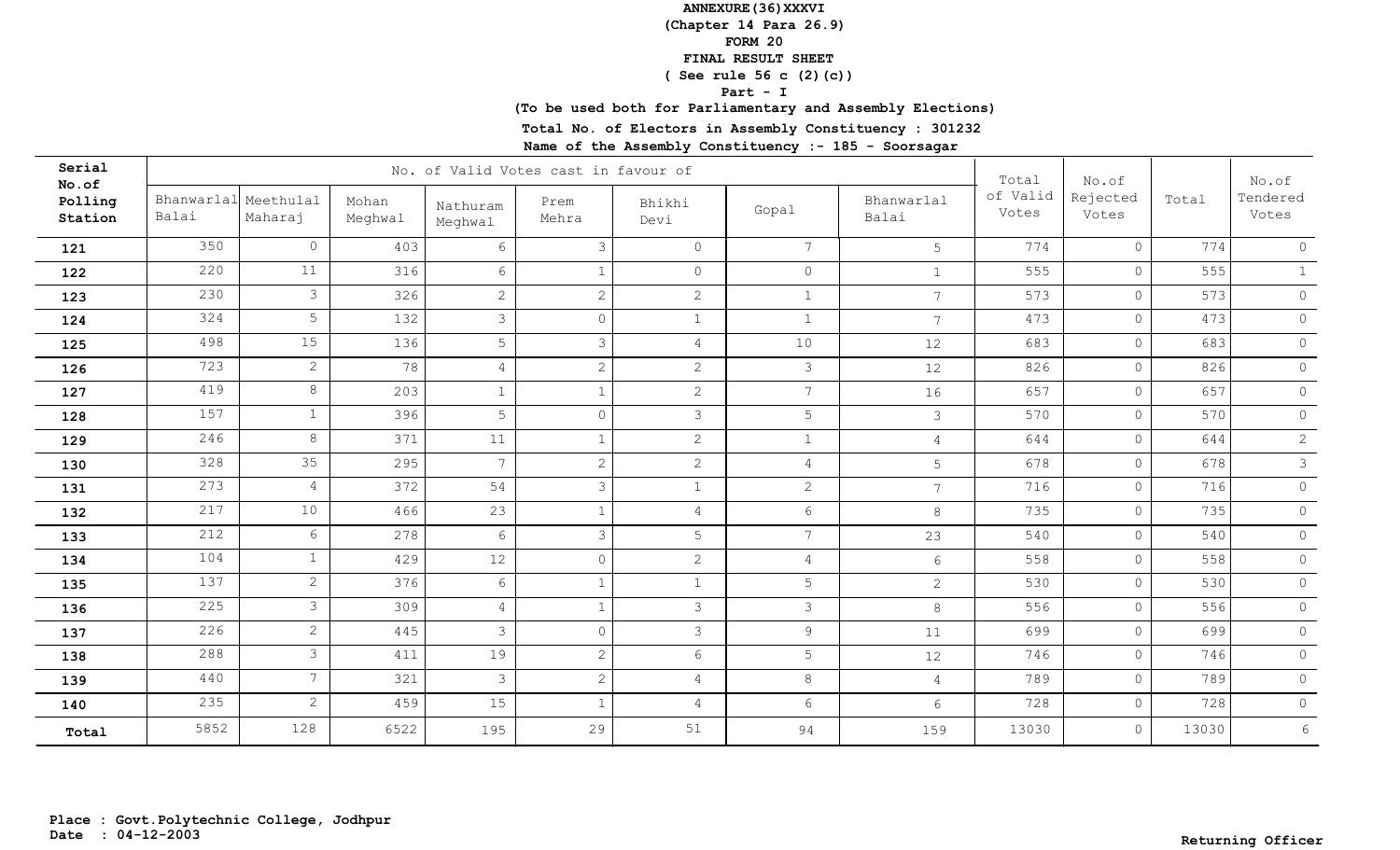**ANNEXURE(36)XXXVI**
**(Chapter 14 Para 26.9)**
**FORM 20**
**FINAL RESULT SHEET**
**( See rule 56 c (2)(c))**
**Part - I**
**(To be used both for Parliamentary and Assembly Elections)**
**Total No. of Electors in Assembly Constituency : 301232**
**Name of the Assembly Constituency :- 185 - Soorsagar**

| Serial No.of Polling Station | No. of Valid Votes cast in favour of | | | | | | | | Total of Valid Votes | No.of Rejected Votes | Total | No.of Tendered Votes |
|---|---|---|---|---|---|---|---|---|---|---|---|---|
| | Bhanwarlal Balai | Meethulal Maharaj | Mohan Meghwal | Nathuram Meghwal | Prem Mehra | Bhikhi Devi | Gopal | Bhanwarlal Balai | | | | |
| **121** | 350 | 0 | 403 | 6 | 3 | 0 | 7 | 5 | 774 | 0 | 774 | 0 |
| **122** | 220 | 11 | 316 | 6 | 1 | 0 | 0 | 1 | 555 | 0 | 555 | 1 |
| **123** | 230 | 3 | 326 | 2 | 2 | 2 | 1 | 7 | 573 | 0 | 573 | 0 |
| **124** | 324 | 5 | 132 | 3 | 0 | 1 | 1 | 7 | 473 | 0 | 473 | 0 |
| **125** | 498 | 15 | 136 | 5 | 3 | 4 | 10 | 12 | 683 | 0 | 683 | 0 |
| **126** | 723 | 2 | 78 | 4 | 2 | 2 | 3 | 12 | 826 | 0 | 826 | 0 |
| **127** | 419 | 8 | 203 | 1 | 1 | 2 | 7 | 16 | 657 | 0 | 657 | 0 |
| **128** | 157 | 1 | 396 | 5 | 0 | 3 | 5 | 3 | 570 | 0 | 570 | 0 |
| **129** | 246 | 8 | 371 | 11 | 1 | 2 | 1 | 4 | 644 | 0 | 644 | 2 |
| **130** | 328 | 35 | 295 | 7 | 2 | 2 | 4 | 5 | 678 | 0 | 678 | 3 |
| **131** | 273 | 4 | 372 | 54 | 3 | 1 | 2 | 7 | 716 | 0 | 716 | 0 |
| **132** | 217 | 10 | 466 | 23 | 1 | 4 | 6 | 8 | 735 | 0 | 735 | 0 |
| **133** | 212 | 6 | 278 | 6 | 3 | 5 | 7 | 23 | 540 | 0 | 540 | 0 |
| **134** | 104 | 1 | 429 | 12 | 0 | 2 | 4 | 6 | 558 | 0 | 558 | 0 |
| **135** | 137 | 2 | 376 | 6 | 1 | 1 | 5 | 2 | 530 | 0 | 530 | 0 |
| **136** | 225 | 3 | 309 | 4 | 1 | 3 | 3 | 8 | 556 | 0 | 556 | 0 |
| **137** | 226 | 2 | 445 | 3 | 0 | 3 | 9 | 11 | 699 | 0 | 699 | 0 |
| **138** | 288 | 3 | 411 | 19 | 2 | 6 | 5 | 12 | 746 | 0 | 746 | 0 |
| **139** | 440 | 7 | 321 | 3 | 2 | 4 | 8 | 4 | 789 | 0 | 789 | 0 |
| **140** | 235 | 2 | 459 | 15 | 1 | 4 | 6 | 6 | 728 | 0 | 728 | 0 |
| **Total** | 5852 | 128 | 6522 | 195 | 29 | 51 | 94 | 159 | 13030 | 0 | 13030 | 6 |

**Place : Govt.Polytechnic College, Jodhpur**
**Date : 04-12-2003**

**Returning Officer**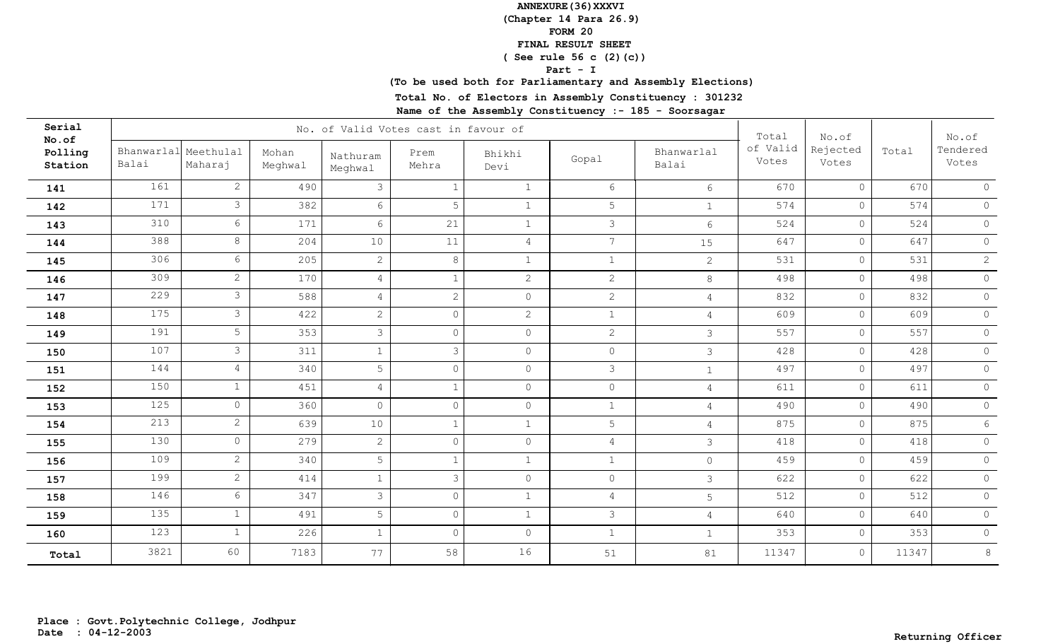**ANNEXURE(36)XXXVI**
**(Chapter 14 Para 26.9)**
**FORM 20**
**FINAL RESULT SHEET**
**( See rule 56 c (2)(c))**
**Part - I**
**(To be used both for Parliamentary and Assembly Elections)**

**Total No. of Electors in Assembly Constituency : 301232**

**Name of the Assembly Constituency :- 185 - Soorsagar**

| Serial No.of Polling Station | No. of Valid Votes cast in favour of | | | | | | | | Total of Valid Votes | No.of Rejected Votes | Total | No.of Tendered Votes |
|---|---|---|---|---|---|---|---|---|---|---|---|---|
| | Bhanwarlal Balai | Meethulal Maharaj | Mohan Meghwal | Nathuram Meghwal | Prem Mehra | Bhikhi Devi | Gopal | Bhanwarlal Balai | | | | |
| 141 | 161 | 2 | 490 | 3 | 1 | 1 | 6 | 6 | 670 | 0 | 670 | 0 |
| 142 | 171 | 3 | 382 | 6 | 5 | 1 | 5 | 1 | 574 | 0 | 574 | 0 |
| 143 | 310 | 6 | 171 | 6 | 21 | 1 | 3 | 6 | 524 | 0 | 524 | 0 |
| 144 | 388 | 8 | 204 | 10 | 11 | 4 | 7 | 15 | 647 | 0 | 647 | 0 |
| 145 | 306 | 6 | 205 | 2 | 8 | 1 | 1 | 2 | 531 | 0 | 531 | 2 |
| 146 | 309 | 2 | 170 | 4 | 1 | 2 | 2 | 8 | 498 | 0 | 498 | 0 |
| 147 | 229 | 3 | 588 | 4 | 2 | 0 | 2 | 4 | 832 | 0 | 832 | 0 |
| 148 | 175 | 3 | 422 | 2 | 0 | 2 | 1 | 4 | 609 | 0 | 609 | 0 |
| 149 | 191 | 5 | 353 | 3 | 0 | 0 | 2 | 3 | 557 | 0 | 557 | 0 |
| 150 | 107 | 3 | 311 | 1 | 3 | 0 | 0 | 3 | 428 | 0 | 428 | 0 |
| 151 | 144 | 4 | 340 | 5 | 0 | 0 | 3 | 1 | 497 | 0 | 497 | 0 |
| 152 | 150 | 1 | 451 | 4 | 1 | 0 | 0 | 4 | 611 | 0 | 611 | 0 |
| 153 | 125 | 0 | 360 | 0 | 0 | 0 | 1 | 4 | 490 | 0 | 490 | 0 |
| 154 | 213 | 2 | 639 | 10 | 1 | 1 | 5 | 4 | 875 | 0 | 875 | 6 |
| 155 | 130 | 0 | 279 | 2 | 0 | 0 | 4 | 3 | 418 | 0 | 418 | 0 |
| 156 | 109 | 2 | 340 | 5 | 1 | 1 | 1 | 0 | 459 | 0 | 459 | 0 |
| 157 | 199 | 2 | 414 | 1 | 3 | 0 | 0 | 3 | 622 | 0 | 622 | 0 |
| 158 | 146 | 6 | 347 | 3 | 0 | 1 | 4 | 5 | 512 | 0 | 512 | 0 |
| 159 | 135 | 1 | 491 | 5 | 0 | 1 | 3 | 4 | 640 | 0 | 640 | 0 |
| 160 | 123 | 1 | 226 | 1 | 0 | 0 | 1 | 1 | 353 | 0 | 353 | 0 |
| Total | 3821 | 60 | 7183 | 77 | 58 | 16 | 51 | 81 | 11347 | 0 | 11347 | 8 |

**Place : Govt.Polytechnic College, Jodhpur**
**Date : 04-12-2003**

**Returning Officer**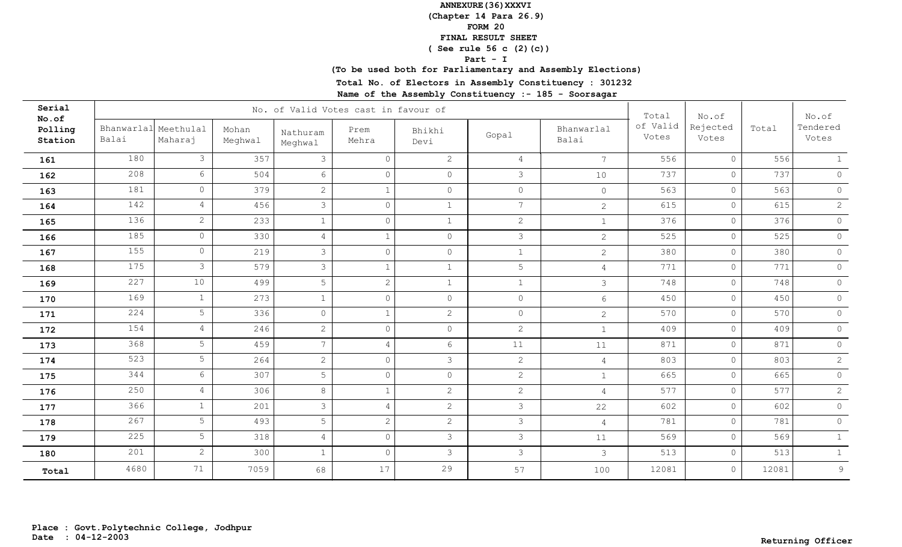**ANNEXURE(36)XXXVI**
**(Chapter 14 Para 26.9)**
**FORM 20**
**FINAL RESULT SHEET**
**( See rule 56 c (2)(c))**
**Part - I**
**(To be used both for Parliamentary and Assembly Elections)**

**Total No. of Electors in Assembly Constituency : 301232**
**Name of the Assembly Constituency :- 185 - Soorsagar**

| Serial No.of Polling Station | No. of Valid Votes cast in favour of | | | | | | | | Total of Valid Votes | No.of Rejected Votes | Total | No.of Tendered Votes |
|---|---|---|---|---|---|---|---|---|---|---|---|---|
| | Bhanwarlal Balai | Meethulal Maharaj | Mohan Meghwal | Nathuram Meghwal | Prem Mehra | Bhikhi Devi | Gopal | Bhanwarlal Balai | | | | |
| 161 | 180 | 3 | 357 | 3 | 0 | 2 | 4 | 7 | 556 | 0 | 556 | 1 |
| 162 | 208 | 6 | 504 | 6 | 0 | 0 | 3 | 10 | 737 | 0 | 737 | 0 |
| 163 | 181 | 0 | 379 | 2 | 1 | 0 | 0 | 0 | 563 | 0 | 563 | 0 |
| 164 | 142 | 4 | 456 | 3 | 0 | 1 | 7 | 2 | 615 | 0 | 615 | 2 |
| 165 | 136 | 2 | 233 | 1 | 0 | 1 | 2 | 1 | 376 | 0 | 376 | 0 |
| 166 | 185 | 0 | 330 | 4 | 1 | 0 | 3 | 2 | 525 | 0 | 525 | 0 |
| 167 | 155 | 0 | 219 | 3 | 0 | 0 | 1 | 2 | 380 | 0 | 380 | 0 |
| 168 | 175 | 3 | 579 | 3 | 1 | 1 | 5 | 4 | 771 | 0 | 771 | 0 |
| 169 | 227 | 10 | 499 | 5 | 2 | 1 | 1 | 3 | 748 | 0 | 748 | 0 |
| 170 | 169 | 1 | 273 | 1 | 0 | 0 | 0 | 6 | 450 | 0 | 450 | 0 |
| 171 | 224 | 5 | 336 | 0 | 1 | 2 | 0 | 2 | 570 | 0 | 570 | 0 |
| 172 | 154 | 4 | 246 | 2 | 0 | 0 | 2 | 1 | 409 | 0 | 409 | 0 |
| 173 | 368 | 5 | 459 | 7 | 4 | 6 | 11 | 11 | 871 | 0 | 871 | 0 |
| 174 | 523 | 5 | 264 | 2 | 0 | 3 | 2 | 4 | 803 | 0 | 803 | 2 |
| 175 | 344 | 6 | 307 | 5 | 0 | 0 | 2 | 1 | 665 | 0 | 665 | 0 |
| 176 | 250 | 4 | 306 | 8 | 1 | 2 | 2 | 4 | 577 | 0 | 577 | 2 |
| 177 | 366 | 1 | 201 | 3 | 4 | 2 | 3 | 22 | 602 | 0 | 602 | 0 |
| 178 | 267 | 5 | 493 | 5 | 2 | 2 | 3 | 4 | 781 | 0 | 781 | 0 |
| 179 | 225 | 5 | 318 | 4 | 0 | 3 | 3 | 11 | 569 | 0 | 569 | 1 |
| 180 | 201 | 2 | 300 | 1 | 0 | 3 | 3 | 3 | 513 | 0 | 513 | 1 |
| Total | 4680 | 71 | 7059 | 68 | 17 | 29 | 57 | 100 | 12081 | 0 | 12081 | 9 |

**Place : Govt.Polytechnic College, Jodhpur**
**Date : 04-12-2003**

**Returning Officer**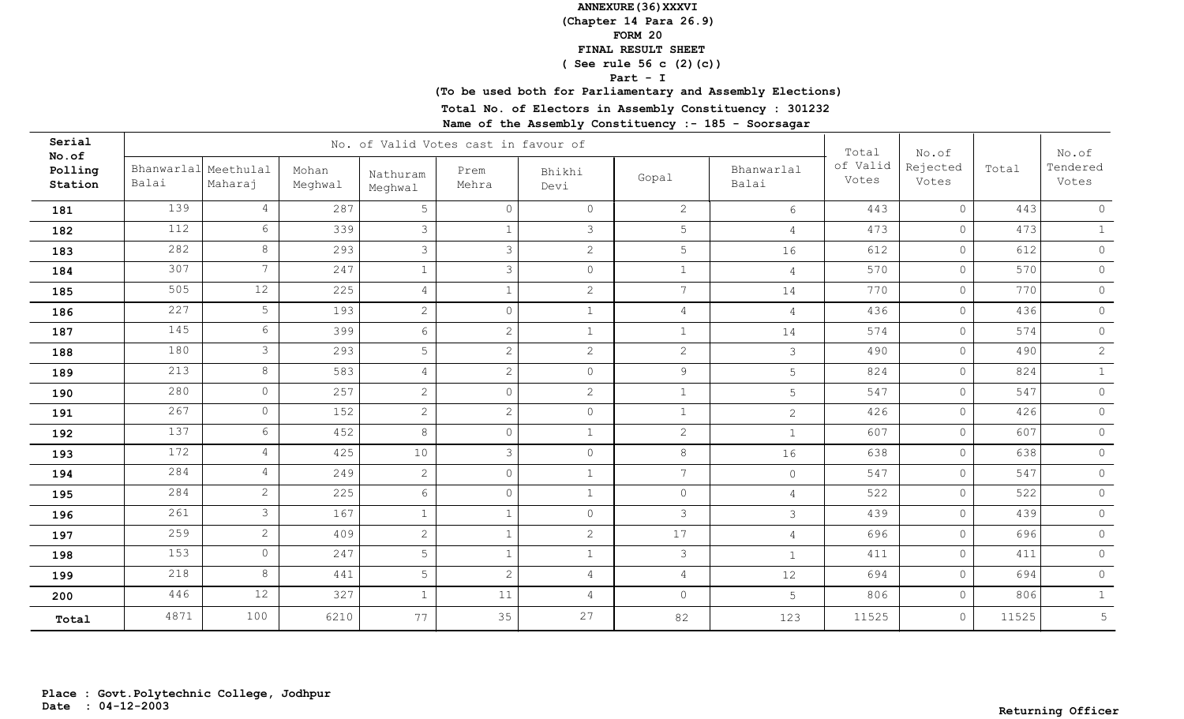**ANNEXURE(36)XXXVI**
**(Chapter 14 Para 26.9)**
**FORM 20**
**FINAL RESULT SHEET**
**( See rule 56 c (2)(c))**
**Part - I**
**(To be used both for Parliamentary and Assembly Elections)**

**Total No. of Electors in Assembly Constituency : 301232**

**Name of the Assembly Constituency :- 185 - Soorsagar**

| Serial No.of Polling Station | No. of Valid Votes cast in favour of | | | | | | | | Total of Valid Votes | No.of Rejected Votes | Total | No.of Tendered Votes |
|---|---|---|---|---|---|---|---|---|---|---|---|---|
| | Bhanwarlal Balai | Meethulal Maharaj | Mohan Meghwal | Nathuram Meghwal | Prem Mehra | Bhikhi Devi | Gopal | Bhanwarlal Balai | | | | |
| **181** | 139 | 4 | 287 | 5 | 0 | 0 | 2 | 6 | 443 | 0 | 443 | 0 |
| **182** | 112 | 6 | 339 | 3 | 1 | 3 | 5 | 4 | 473 | 0 | 473 | 1 |
| **183** | 282 | 8 | 293 | 3 | 3 | 2 | 5 | 16 | 612 | 0 | 612 | 0 |
| **184** | 307 | 7 | 247 | 1 | 3 | 0 | 1 | 4 | 570 | 0 | 570 | 0 |
| **185** | 505 | 12 | 225 | 4 | 1 | 2 | 7 | 14 | 770 | 0 | 770 | 0 |
| **186** | 227 | 5 | 193 | 2 | 0 | 1 | 4 | 4 | 436 | 0 | 436 | 0 |
| **187** | 145 | 6 | 399 | 6 | 2 | 1 | 1 | 14 | 574 | 0 | 574 | 0 |
| **188** | 180 | 3 | 293 | 5 | 2 | 2 | 2 | 3 | 490 | 0 | 490 | 2 |
| **189** | 213 | 8 | 583 | 4 | 2 | 0 | 9 | 5 | 824 | 0 | 824 | 1 |
| **190** | 280 | 0 | 257 | 2 | 0 | 2 | 1 | 5 | 547 | 0 | 547 | 0 |
| **191** | 267 | 0 | 152 | 2 | 2 | 0 | 1 | 2 | 426 | 0 | 426 | 0 |
| **192** | 137 | 6 | 452 | 8 | 0 | 1 | 2 | 1 | 607 | 0 | 607 | 0 |
| **193** | 172 | 4 | 425 | 10 | 3 | 0 | 8 | 16 | 638 | 0 | 638 | 0 |
| **194** | 284 | 4 | 249 | 2 | 0 | 1 | 7 | 0 | 547 | 0 | 547 | 0 |
| **195** | 284 | 2 | 225 | 6 | 0 | 1 | 0 | 4 | 522 | 0 | 522 | 0 |
| **196** | 261 | 3 | 167 | 1 | 1 | 0 | 3 | 3 | 439 | 0 | 439 | 0 |
| **197** | 259 | 2 | 409 | 2 | 1 | 2 | 17 | 4 | 696 | 0 | 696 | 0 |
| **198** | 153 | 0 | 247 | 5 | 1 | 1 | 3 | 1 | 411 | 0 | 411 | 0 |
| **199** | 218 | 8 | 441 | 5 | 2 | 4 | 4 | 12 | 694 | 0 | 694 | 0 |
| **200** | 446 | 12 | 327 | 1 | 11 | 4 | 0 | 5 | 806 | 0 | 806 | 1 |
| **Total** | 4871 | 100 | 6210 | 77 | 35 | 27 | 82 | 123 | 11525 | 0 | 11525 | 5 |

**Place : Govt.Polytechnic College, Jodhpur**
**Date : 04-12-2003**

**Returning Officer**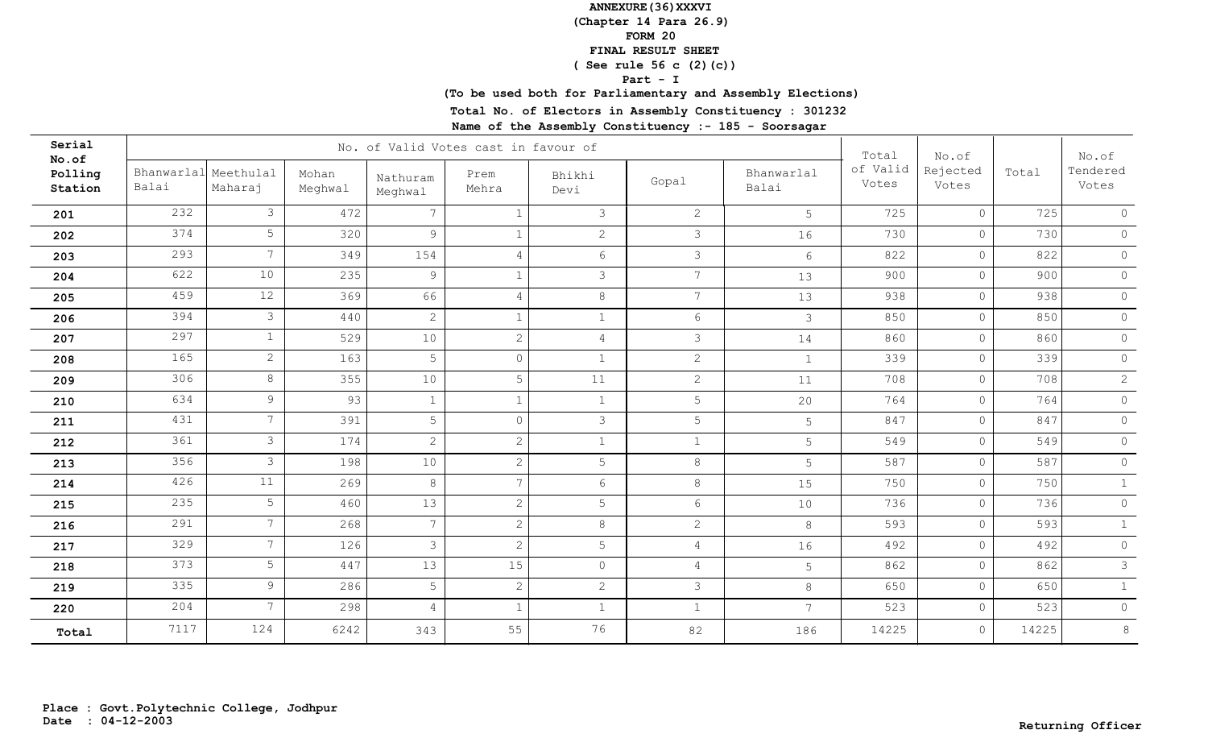**ANNEXURE(36)XXXVI**
**(Chapter 14 Para 26.9)**
**FORM 20**
**FINAL RESULT SHEET**
**( See rule 56 c (2)(c))**
**Part - I**
**(To be used both for Parliamentary and Assembly Elections)**

**Total No. of Electors in Assembly Constituency : 301232**
**Name of the Assembly Constituency :- 185 - Soorsagar**

| Serial No.of Polling Station | No. of Valid Votes cast in favour of | | | | | | | | Total of Valid Votes | No.of Rejected Votes | Total | No.of Tendered Votes |
|---|---|---|---|---|---|---|---|---|---|---|---|---|
| | Bhanwarlal Balai | Meethulal Maharaj | Mohan Meghwal | Nathuram Meghwal | Prem Mehra | Bhikhi Devi | Gopal | Bhanwarlal Balai | | | | |
| 201 | 232 | 3 | 472 | 7 | 1 | 3 | 2 | 5 | 725 | 0 | 725 | 0 |
| 202 | 374 | 5 | 320 | 9 | 1 | 2 | 3 | 16 | 730 | 0 | 730 | 0 |
| 203 | 293 | 7 | 349 | 154 | 4 | 6 | 3 | 6 | 822 | 0 | 822 | 0 |
| 204 | 622 | 10 | 235 | 9 | 1 | 3 | 7 | 13 | 900 | 0 | 900 | 0 |
| 205 | 459 | 12 | 369 | 66 | 4 | 8 | 7 | 13 | 938 | 0 | 938 | 0 |
| 206 | 394 | 3 | 440 | 2 | 1 | 1 | 6 | 3 | 850 | 0 | 850 | 0 |
| 207 | 297 | 1 | 529 | 10 | 2 | 4 | 3 | 14 | 860 | 0 | 860 | 0 |
| 208 | 165 | 2 | 163 | 5 | 0 | 1 | 2 | 1 | 339 | 0 | 339 | 0 |
| 209 | 306 | 8 | 355 | 10 | 5 | 11 | 2 | 11 | 708 | 0 | 708 | 2 |
| 210 | 634 | 9 | 93 | 1 | 1 | 1 | 5 | 20 | 764 | 0 | 764 | 0 |
| 211 | 431 | 7 | 391 | 5 | 0 | 3 | 5 | 5 | 847 | 0 | 847 | 0 |
| 212 | 361 | 3 | 174 | 2 | 2 | 1 | 1 | 5 | 549 | 0 | 549 | 0 |
| 213 | 356 | 3 | 198 | 10 | 2 | 5 | 8 | 5 | 587 | 0 | 587 | 0 |
| 214 | 426 | 11 | 269 | 8 | 7 | 6 | 8 | 15 | 750 | 0 | 750 | 1 |
| 215 | 235 | 5 | 460 | 13 | 2 | 5 | 6 | 10 | 736 | 0 | 736 | 0 |
| 216 | 291 | 7 | 268 | 7 | 2 | 8 | 2 | 8 | 593 | 0 | 593 | 1 |
| 217 | 329 | 7 | 126 | 3 | 2 | 5 | 4 | 16 | 492 | 0 | 492 | 0 |
| 218 | 373 | 5 | 447 | 13 | 15 | 0 | 4 | 5 | 862 | 0 | 862 | 3 |
| 219 | 335 | 9 | 286 | 5 | 2 | 2 | 3 | 8 | 650 | 0 | 650 | 1 |
| 220 | 204 | 7 | 298 | 4 | 1 | 1 | 1 | 7 | 523 | 0 | 523 | 0 |
| **Total** | 7117 | 124 | 6242 | 343 | 55 | 76 | 82 | 186 | 14225 | 0 | 14225 | 8 |

**Place : Govt.Polytechnic College, Jodhpur**
**Date : 04-12-2003**

**Returning Officer**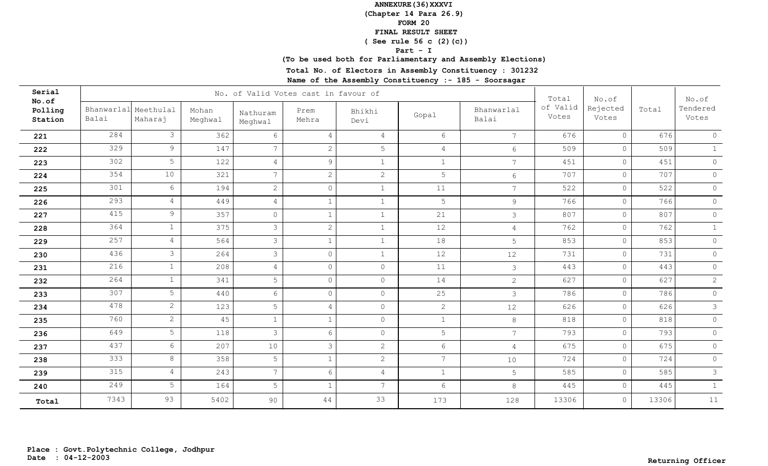**ANNEXURE(36)XXXVI**
**(Chapter 14 Para 26.9)**
**FORM 20**
**FINAL RESULT SHEET**
**( See rule 56 c (2)(c))**
**Part - I**
**(To be used both for Parliamentary and Assembly Elections)**
**Total No. of Electors in Assembly Constituency : 301232**
**Name of the Assembly Constituency :- 185 - Soorsagar**

| Serial No.of Polling Station | No. of Valid Votes cast in favour of | | | | | | | | Total of Valid Votes | No.of Rejected Votes | Total | No.of Tendered Votes |
|---|---|---|---|---|---|---|---|---|---|---|---|---|
| | Bhanwarlal Balai | Meethulal Maharaj | Mohan Meghwal | Nathuram Meghwal | Prem Mehra | Bhikhi Devi | Gopal | Bhanwarlal Balai | | | | |
| 221 | 284 | 3 | 362 | 6 | 4 | 4 | 6 | 7 | 676 | 0 | 676 | 0 |
| 222 | 329 | 9 | 147 | 7 | 2 | 5 | 4 | 6 | 509 | 0 | 509 | 1 |
| 223 | 302 | 5 | 122 | 4 | 9 | 1 | 1 | 7 | 451 | 0 | 451 | 0 |
| 224 | 354 | 10 | 321 | 7 | 2 | 2 | 5 | 6 | 707 | 0 | 707 | 0 |
| 225 | 301 | 6 | 194 | 2 | 0 | 1 | 11 | 7 | 522 | 0 | 522 | 0 |
| 226 | 293 | 4 | 449 | 4 | 1 | 1 | 5 | 9 | 766 | 0 | 766 | 0 |
| 227 | 415 | 9 | 357 | 0 | 1 | 1 | 21 | 3 | 807 | 0 | 807 | 0 |
| 228 | 364 | 1 | 375 | 3 | 2 | 1 | 12 | 4 | 762 | 0 | 762 | 1 |
| 229 | 257 | 4 | 564 | 3 | 1 | 1 | 18 | 5 | 853 | 0 | 853 | 0 |
| 230 | 436 | 3 | 264 | 3 | 0 | 1 | 12 | 12 | 731 | 0 | 731 | 0 |
| 231 | 216 | 1 | 208 | 4 | 0 | 0 | 11 | 3 | 443 | 0 | 443 | 0 |
| 232 | 264 | 1 | 341 | 5 | 0 | 0 | 14 | 2 | 627 | 0 | 627 | 2 |
| 233 | 307 | 5 | 440 | 6 | 0 | 0 | 25 | 3 | 786 | 0 | 786 | 0 |
| 234 | 478 | 2 | 123 | 5 | 4 | 0 | 2 | 12 | 626 | 0 | 626 | 3 |
| 235 | 760 | 2 | 45 | 1 | 1 | 0 | 1 | 8 | 818 | 0 | 818 | 0 |
| 236 | 649 | 5 | 118 | 3 | 6 | 0 | 5 | 7 | 793 | 0 | 793 | 0 |
| 237 | 437 | 6 | 207 | 10 | 3 | 2 | 6 | 4 | 675 | 0 | 675 | 0 |
| 238 | 333 | 8 | 358 | 5 | 1 | 2 | 7 | 10 | 724 | 0 | 724 | 0 |
| 239 | 315 | 4 | 243 | 7 | 6 | 4 | 1 | 5 | 585 | 0 | 585 | 3 |
| 240 | 249 | 5 | 164 | 5 | 1 | 7 | 6 | 8 | 445 | 0 | 445 | 1 |
| Total | 7343 | 93 | 5402 | 90 | 44 | 33 | 173 | 128 | 13306 | 0 | 13306 | 11 |

**Place : Govt.Polytechnic College, Jodhpur**
**Date : 04-12-2003**

**Returning Officer**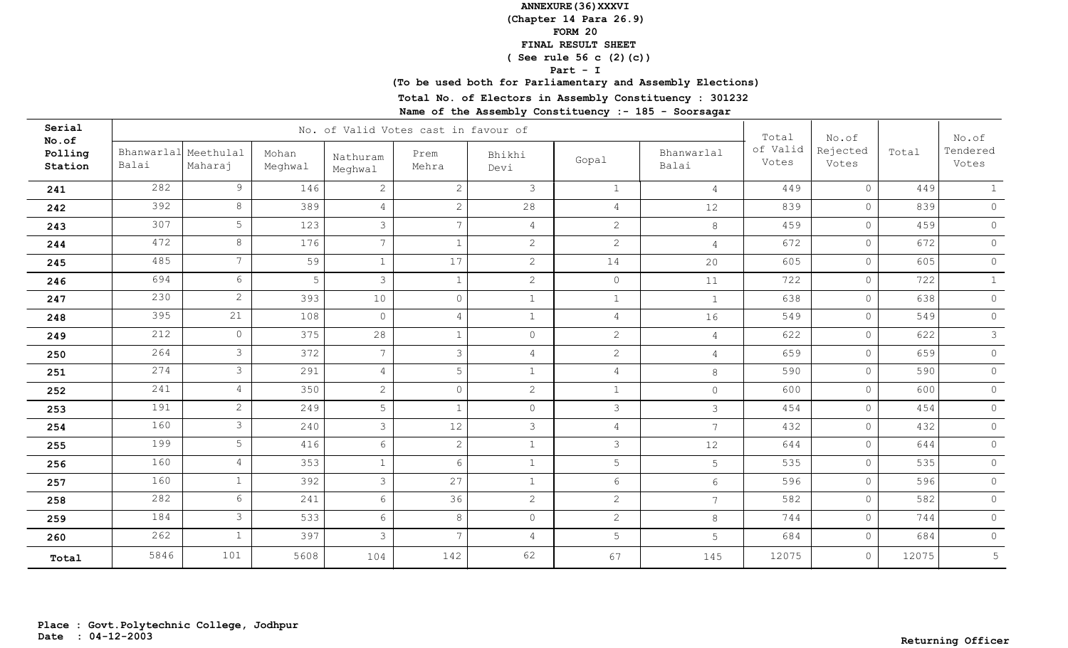**ANNEXURE(36)XXXVI**
**(Chapter 14 Para 26.9)**
**FORM 20**
**FINAL RESULT SHEET**
**( See rule 56 c (2)(c))**
**Part - I**
**(To be used both for Parliamentary and Assembly Elections)**
**Total No. of Electors in Assembly Constituency : 301232**
**Name of the Assembly Constituency :- 185 - Soorsagar**

| Serial No.of Polling Station | No. of Valid Votes cast in favour of | | | | | | | | Total of Valid Votes | No.of Rejected Votes | Total | No.of Tendered Votes |
|---|---|---|---|---|---|---|---|---|---|---|---|---|
| | Bhanwarlal Balai | Meethulal Maharaj | Mohan Meghwal | Nathuram Meghwal | Prem Mehra | Bhikhi Devi | Gopal | Bhanwarlal Balai | | | | |
| 241 | 282 | 9 | 146 | 2 | 2 | 3 | 1 | 4 | 449 | 0 | 449 | 1 |
| 242 | 392 | 8 | 389 | 4 | 2 | 28 | 4 | 12 | 839 | 0 | 839 | 0 |
| 243 | 307 | 5 | 123 | 3 | 7 | 4 | 2 | 8 | 459 | 0 | 459 | 0 |
| 244 | 472 | 8 | 176 | 7 | 1 | 2 | 2 | 4 | 672 | 0 | 672 | 0 |
| 245 | 485 | 7 | 59 | 1 | 17 | 2 | 14 | 20 | 605 | 0 | 605 | 0 |
| 246 | 694 | 6 | 5 | 3 | 1 | 2 | 0 | 11 | 722 | 0 | 722 | 1 |
| 247 | 230 | 2 | 393 | 10 | 0 | 1 | 1 | 1 | 638 | 0 | 638 | 0 |
| 248 | 395 | 21 | 108 | 0 | 4 | 1 | 4 | 16 | 549 | 0 | 549 | 0 |
| 249 | 212 | 0 | 375 | 28 | 1 | 0 | 2 | 4 | 622 | 0 | 622 | 3 |
| 250 | 264 | 3 | 372 | 7 | 3 | 4 | 2 | 4 | 659 | 0 | 659 | 0 |
| 251 | 274 | 3 | 291 | 4 | 5 | 1 | 4 | 8 | 590 | 0 | 590 | 0 |
| 252 | 241 | 4 | 350 | 2 | 0 | 2 | 1 | 0 | 600 | 0 | 600 | 0 |
| 253 | 191 | 2 | 249 | 5 | 1 | 0 | 3 | 3 | 454 | 0 | 454 | 0 |
| 254 | 160 | 3 | 240 | 3 | 12 | 3 | 4 | 7 | 432 | 0 | 432 | 0 |
| 255 | 199 | 5 | 416 | 6 | 2 | 1 | 3 | 12 | 644 | 0 | 644 | 0 |
| 256 | 160 | 4 | 353 | 1 | 6 | 1 | 5 | 5 | 535 | 0 | 535 | 0 |
| 257 | 160 | 1 | 392 | 3 | 27 | 1 | 6 | 6 | 596 | 0 | 596 | 0 |
| 258 | 282 | 6 | 241 | 6 | 36 | 2 | 2 | 7 | 582 | 0 | 582 | 0 |
| 259 | 184 | 3 | 533 | 6 | 8 | 0 | 2 | 8 | 744 | 0 | 744 | 0 |
| 260 | 262 | 1 | 397 | 3 | 7 | 4 | 5 | 5 | 684 | 0 | 684 | 0 |
| Total | 5846 | 101 | 5608 | 104 | 142 | 62 | 67 | 145 | 12075 | 0 | 12075 | 5 |

**Place : Govt.Polytechnic College, Jodhpur**
**Date : 04-12-2003**

**Returning Officer**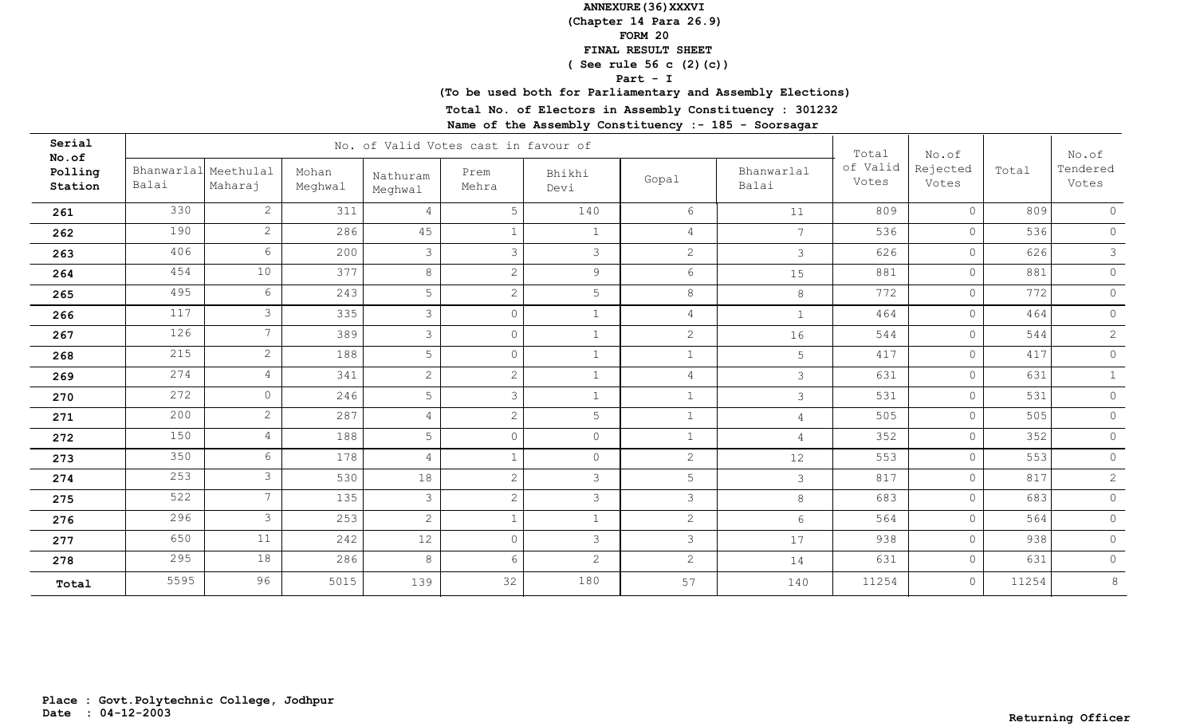**ANNEXURE(36)XXXVI**
**(Chapter 14 Para 26.9)**
**FORM 20**
**FINAL RESULT SHEET**
**( See rule 56 c (2)(c))**
**Part - I**
**(To be used both for Parliamentary and Assembly Elections)**

**Total No. of Electors in Assembly Constituency : 301232**
**Name of the Assembly Constituency :- 185 - Soorsagar**

| Serial No.of Polling Station | No. of Valid Votes cast in favour of | | | | | | | | Total of Valid Votes | No.of Rejected Votes | Total | No.of Tendered Votes |
|---|---|---|---|---|---|---|---|---|---|---|---|---|
| | Bhanwarlal Balai | Meethulal Maharaj | Mohan Meghwal | Nathuram Meghwal | Prem Mehra | Bhikhi Devi | Gopal | Bhanwarlal Balai | | | | |
| 261 | 330 | 2 | 311 | 4 | 5 | 140 | 6 | 11 | 809 | 0 | 809 | 0 |
| 262 | 190 | 2 | 286 | 45 | 1 | 1 | 4 | 7 | 536 | 0 | 536 | 0 |
| 263 | 406 | 6 | 200 | 3 | 3 | 3 | 2 | 3 | 626 | 0 | 626 | 3 |
| 264 | 454 | 10 | 377 | 8 | 2 | 9 | 6 | 15 | 881 | 0 | 881 | 0 |
| 265 | 495 | 6 | 243 | 5 | 2 | 5 | 8 | 8 | 772 | 0 | 772 | 0 |
| 266 | 117 | 3 | 335 | 3 | 0 | 1 | 4 | 1 | 464 | 0 | 464 | 0 |
| 267 | 126 | 7 | 389 | 3 | 0 | 1 | 2 | 16 | 544 | 0 | 544 | 2 |
| 268 | 215 | 2 | 188 | 5 | 0 | 1 | 1 | 5 | 417 | 0 | 417 | 0 |
| 269 | 274 | 4 | 341 | 2 | 2 | 1 | 4 | 3 | 631 | 0 | 631 | 1 |
| 270 | 272 | 0 | 246 | 5 | 3 | 1 | 1 | 3 | 531 | 0 | 531 | 0 |
| 271 | 200 | 2 | 287 | 4 | 2 | 5 | 1 | 4 | 505 | 0 | 505 | 0 |
| 272 | 150 | 4 | 188 | 5 | 0 | 0 | 1 | 4 | 352 | 0 | 352 | 0 |
| 273 | 350 | 6 | 178 | 4 | 1 | 0 | 2 | 12 | 553 | 0 | 553 | 0 |
| 274 | 253 | 3 | 530 | 18 | 2 | 3 | 5 | 3 | 817 | 0 | 817 | 2 |
| 275 | 522 | 7 | 135 | 3 | 2 | 3 | 3 | 8 | 683 | 0 | 683 | 0 |
| 276 | 296 | 3 | 253 | 2 | 1 | 1 | 2 | 6 | 564 | 0 | 564 | 0 |
| 277 | 650 | 11 | 242 | 12 | 0 | 3 | 3 | 17 | 938 | 0 | 938 | 0 |
| 278 | 295 | 18 | 286 | 8 | 6 | 2 | 2 | 14 | 631 | 0 | 631 | 0 |
| Total | 5595 | 96 | 5015 | 139 | 32 | 180 | 57 | 140 | 11254 | 0 | 11254 | 8 |

**Place : Govt.Polytechnic College, Jodhpur**
**Date : 04-12-2003**

**Returning Officer**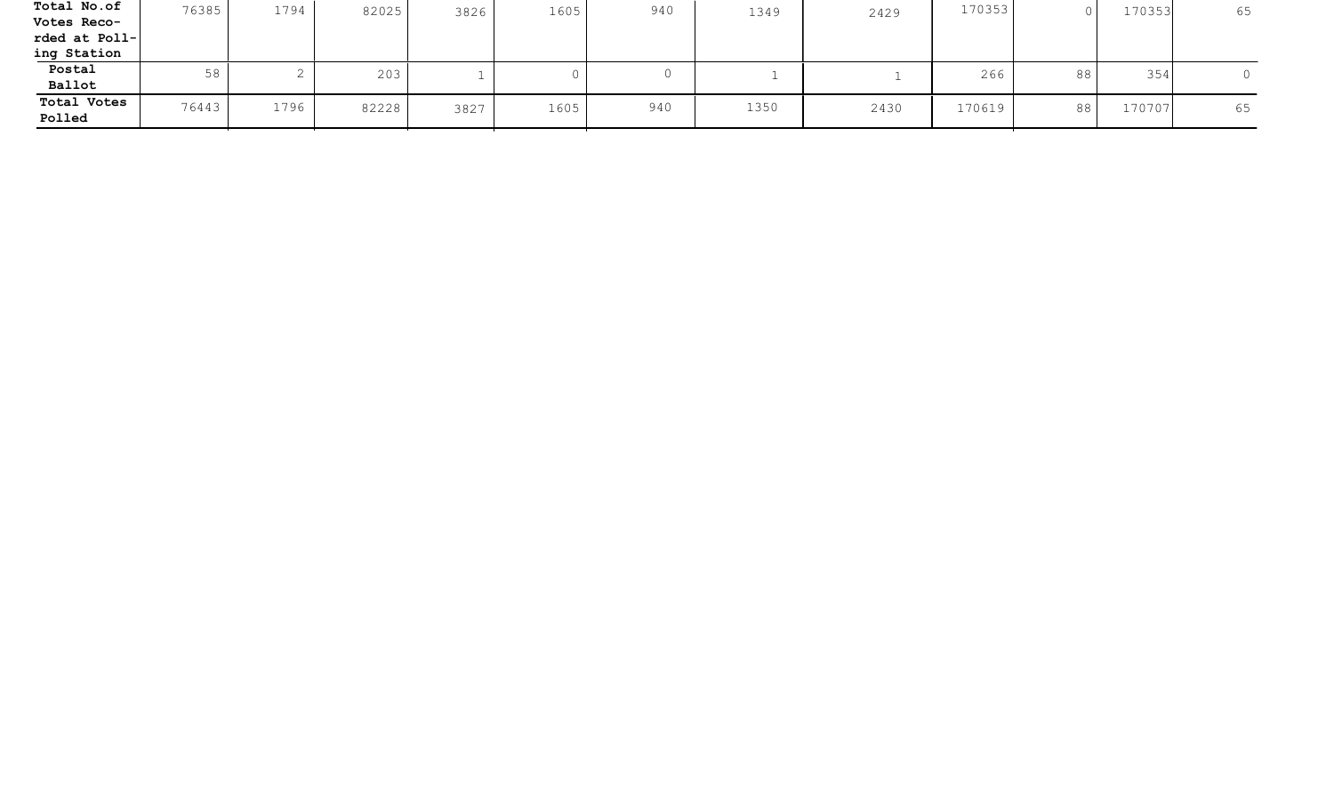| | | | | | | | | | | | | |
|---|---|---|---|---|---|---|---|---|---|---|---|---|
| **Total No.of Votes Reco- rded at Poll- ing Station** | 76385 | 1794 | 82025 | 3826 | 1605 | 940 | 1349 | 2429 | 170353 | 0 | 170353 | 65 |
| **Postal Ballot** | 58 | 2 | 203 | 1 | 0 | 0 | 1 | 1 | 266 | 88 | 354 | 0 |
| **Total Votes Polled** | 76443 | 1796 | 82228 | 3827 | 1605 | 940 | 1350 | 2430 | 170619 | 88 | 170707 | 65 |